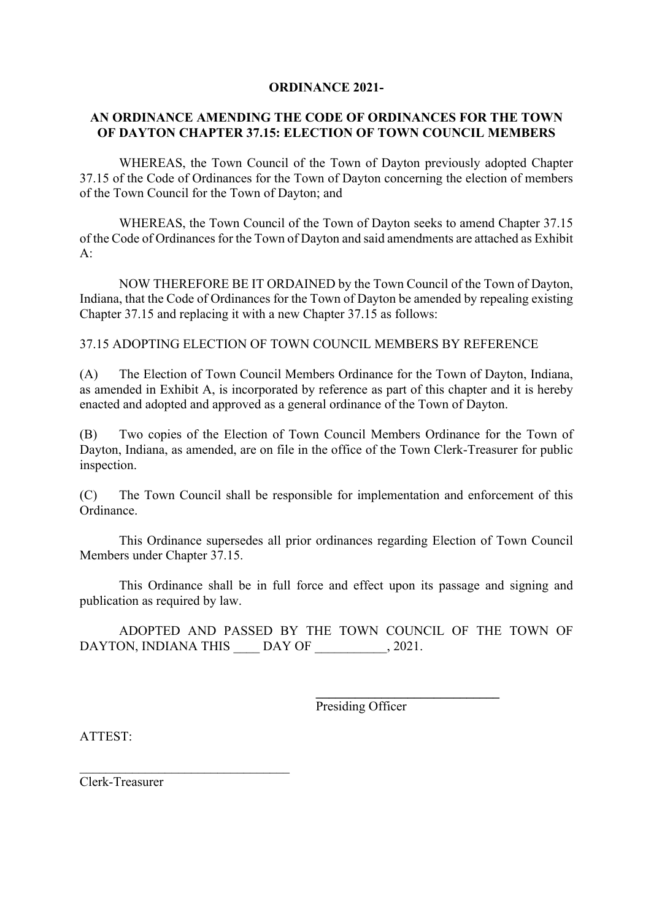**ORDINANCE 2021-**

**AN ORDINANCE AMENDING THE CODE OF ORDINANCES FOR THE TOWN OF DAYTON CHAPTER 37.15: ELECTION OF TOWN COUNCIL MEMBERS**

WHEREAS, the Town Council of the Town of Dayton previously adopted Chapter 37.15 of the Code of Ordinances for the Town of Dayton concerning the election of members of the Town Council for the Town of Dayton; and

WHEREAS, the Town Council of the Town of Dayton seeks to amend Chapter 37.15 of the Code of Ordinances for the Town of Dayton and said amendments are attached as Exhibit A:

NOW THEREFORE BE IT ORDAINED by the Town Council of the Town of Dayton, Indiana, that the Code of Ordinances for the Town of Dayton be amended by repealing existing Chapter 37.15 and replacing it with a new Chapter 37.15 as follows:

37.15 ADOPTING ELECTION OF TOWN COUNCIL MEMBERS BY REFERENCE

(A) The Election of Town Council Members Ordinance for the Town of Dayton, Indiana, as amended in Exhibit A, is incorporated by reference as part of this chapter and it is hereby enacted and adopted and approved as a general ordinance of the Town of Dayton.

(B) Two copies of the Election of Town Council Members Ordinance for the Town of Dayton, Indiana, as amended, are on file in the office of the Town Clerk-Treasurer for public inspection.

(C) The Town Council shall be responsible for implementation and enforcement of this Ordinance.

This Ordinance supersedes all prior ordinances regarding Election of Town Council Members under Chapter 37.15.

This Ordinance shall be in full force and effect upon its passage and signing and publication as required by law.

ADOPTED AND PASSED BY THE TOWN COUNCIL OF THE TOWN OF DAYTON, INDIANA THIS ____ DAY OF ___________, 2021.

____________________________
Presiding Officer

ATTEST:

_________________________________
Clerk-Treasurer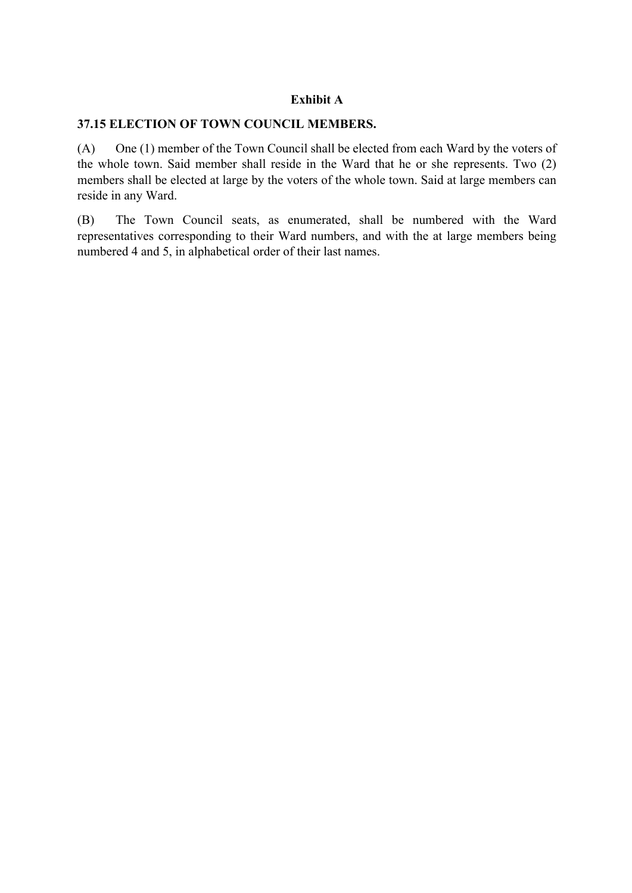**Exhibit A**

**37.15 ELECTION OF TOWN COUNCIL MEMBERS.**

(A) One (1) member of the Town Council shall be elected from each Ward by the voters of the whole town. Said member shall reside in the Ward that he or she represents. Two (2) members shall be elected at large by the voters of the whole town. Said at large members can reside in any Ward.

(B) The Town Council seats, as enumerated, shall be numbered with the Ward representatives corresponding to their Ward numbers, and with the at large members being numbered 4 and 5, in alphabetical order of their last names.